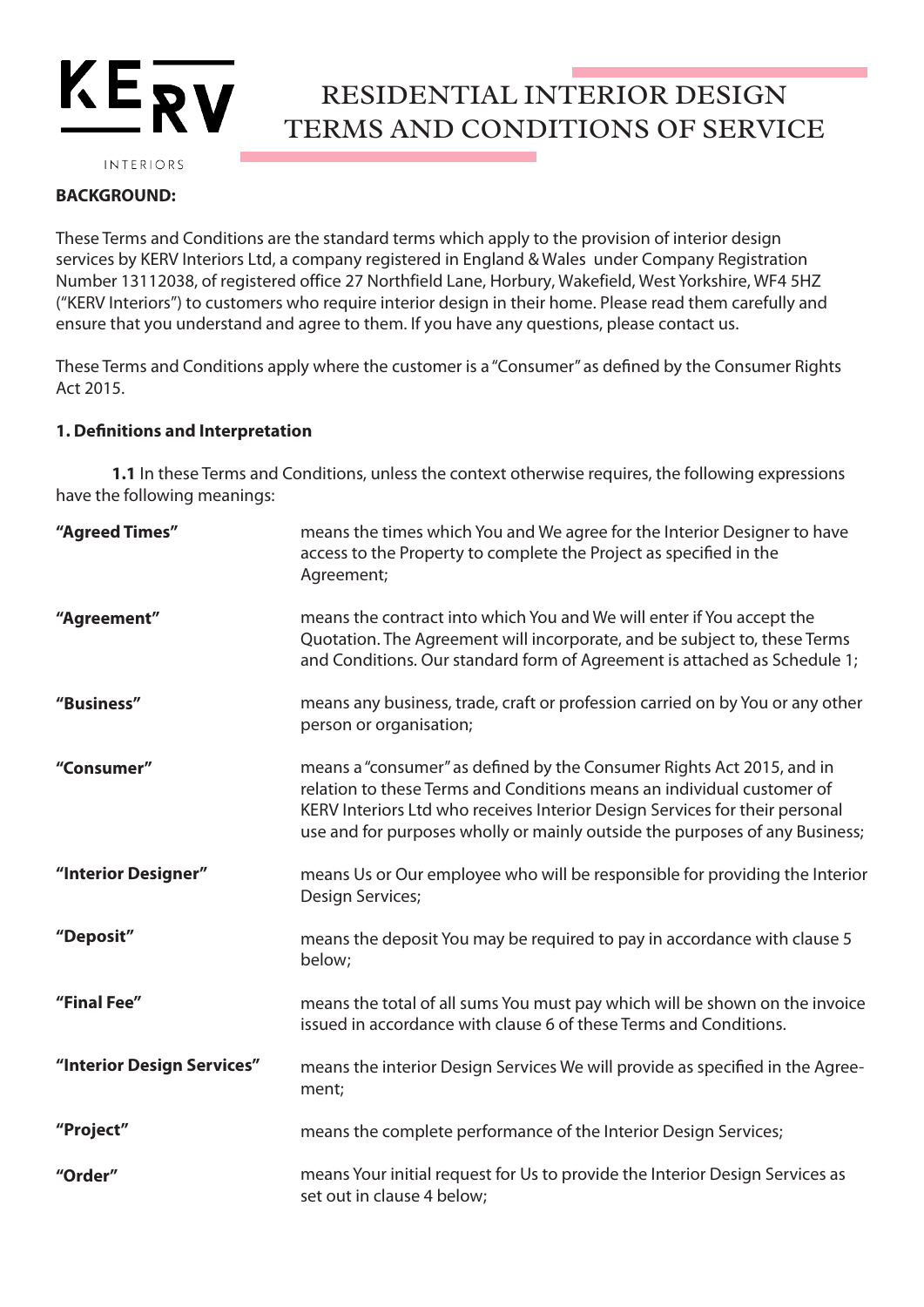KERV

INTERIORS

# RESIDENTIAL INTERIOR DESIGN TERMS AND CONDITIONS OF SERVICE

**BACKGROUND:**

These Terms and Conditions are the standard terms which apply to the provision of interior design services by KERV Interiors Ltd, a company registered in England & Wales under Company Registration Number 13112038, of registered office 27 Northfield Lane, Horbury, Wakefield, West Yorkshire, WF4 5HZ ("KERV Interiors") to customers who require interior design in their home. Please read them carefully and ensure that you understand and agree to them. If you have any questions, please contact us.

These Terms and Conditions apply where the customer is a "Consumer" as defined by the Consumer Rights Act 2015.

**1. Definitions and Interpretation**

**1.1** In these Terms and Conditions, unless the context otherwise requires, the following expressions have the following meanings:

| | |
|---|---|
| **"Agreed Times"** | means the times which You and We agree for the Interior Designer to have access to the Property to complete the Project as specified in the Agreement; |
| **"Agreement"** | means the contract into which You and We will enter if You accept the Quotation. The Agreement will incorporate, and be subject to, these Terms and Conditions. Our standard form of Agreement is attached as Schedule 1; |
| **"Business"** | means any business, trade, craft or profession carried on by You or any other person or organisation; |
| **"Consumer"** | means a "consumer" as defined by the Consumer Rights Act 2015, and in relation to these Terms and Conditions means an individual customer of KERV Interiors Ltd who receives Interior Design Services for their personal use and for purposes wholly or mainly outside the purposes of any Business; |
| **"Interior Designer"** | means Us or Our employee who will be responsible for providing the Interior Design Services; |
| **"Deposit"** | means the deposit You may be required to pay in accordance with clause 5 below; |
| **"Final Fee"** | means the total of all sums You must pay which will be shown on the invoice issued in accordance with clause 6 of these Terms and Conditions. |
| **"Interior Design Services"** | means the interior Design Services We will provide as specified in the Agreement; |
| **"Project"** | means the complete performance of the Interior Design Services; |
| **"Order"** | means Your initial request for Us to provide the Interior Design Services as set out in clause 4 below; |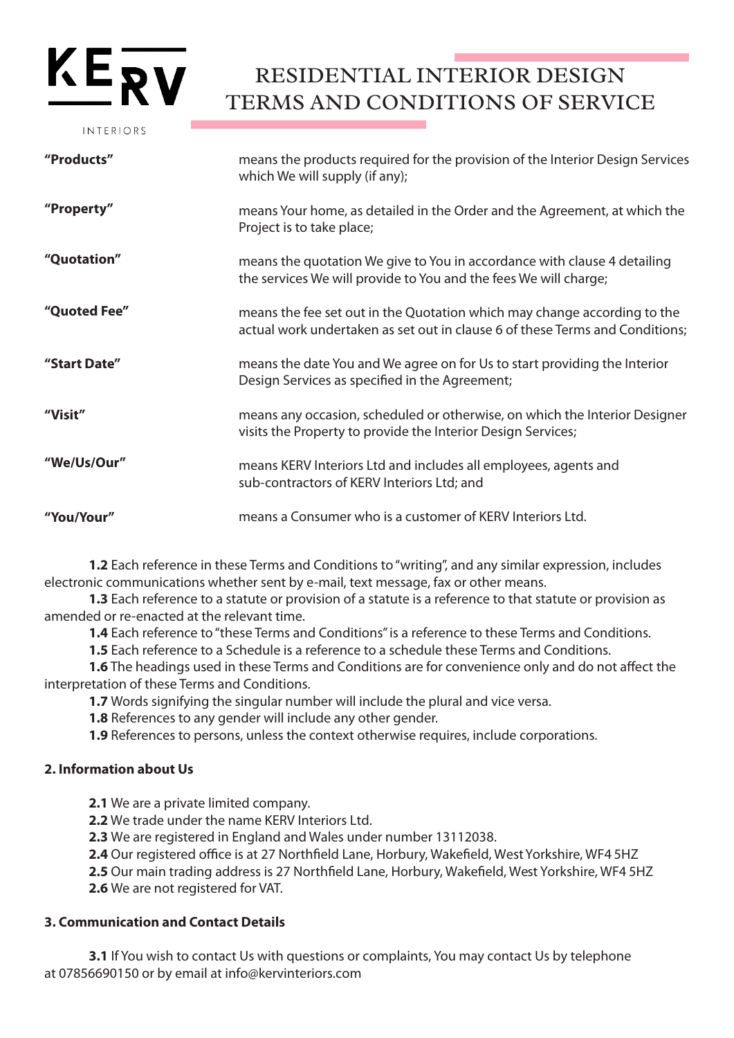| | |
|---|---|
| **"Products"** | means the products required for the provision of the Interior Design Services which We will supply (if any); |
| **"Property"** | means Your home, as detailed in the Order and the Agreement, at which the Project is to take place; |
| **"Quotation"** | means the quotation We give to You in accordance with clause 4 detailing the services We will provide to You and the fees We will charge; |
| **"Quoted Fee"** | means the fee set out in the Quotation which may change according to the actual work undertaken as set out in clause 6 of these Terms and Conditions; |
| **"Start Date"** | means the date You and We agree on for Us to start providing the Interior Design Services as specified in the Agreement; |
| **"Visit"** | means any occasion, scheduled or otherwise, on which the Interior Designer visits the Property to provide the Interior Design Services; |
| **"We/Us/Our"** | means KERV Interiors Ltd and includes all employees, agents and sub-contractors of KERV Interiors Ltd; and |
| **"You/Your"** | means a Consumer who is a customer of KERV Interiors Ltd. |

**1.2** Each reference in these Terms and Conditions to "writing", and any similar expression, includes electronic communications whether sent by e-mail, text message, fax or other means.

**1.3** Each reference to a statute or provision of a statute is a reference to that statute or provision as amended or re-enacted at the relevant time.

**1.4** Each reference to "these Terms and Conditions" is a reference to these Terms and Conditions.

**1.5** Each reference to a Schedule is a reference to a schedule these Terms and Conditions.

**1.6** The headings used in these Terms and Conditions are for convenience only and do not affect the interpretation of these Terms and Conditions.

**1.7** Words signifying the singular number will include the plural and vice versa.

**1.8** References to any gender will include any other gender.

**1.9** References to persons, unless the context otherwise requires, include corporations.

**2. Information about Us**

**2.1** We are a private limited company.

**2.2** We trade under the name KERV Interiors Ltd.

**2.3** We are registered in England and Wales under number 13112038.

**2.4** Our registered office is at 27 Northfield Lane, Horbury, Wakefield, West Yorkshire, WF4 5HZ

**2.5** Our main trading address is 27 Northfield Lane, Horbury, Wakefield, West Yorkshire, WF4 5HZ

**2.6** We are not registered for VAT.

**3. Communication and Contact Details**

**3.1** If You wish to contact Us with questions or complaints, You may contact Us by telephone at 07856690150 or by email at info@kervinteriors.com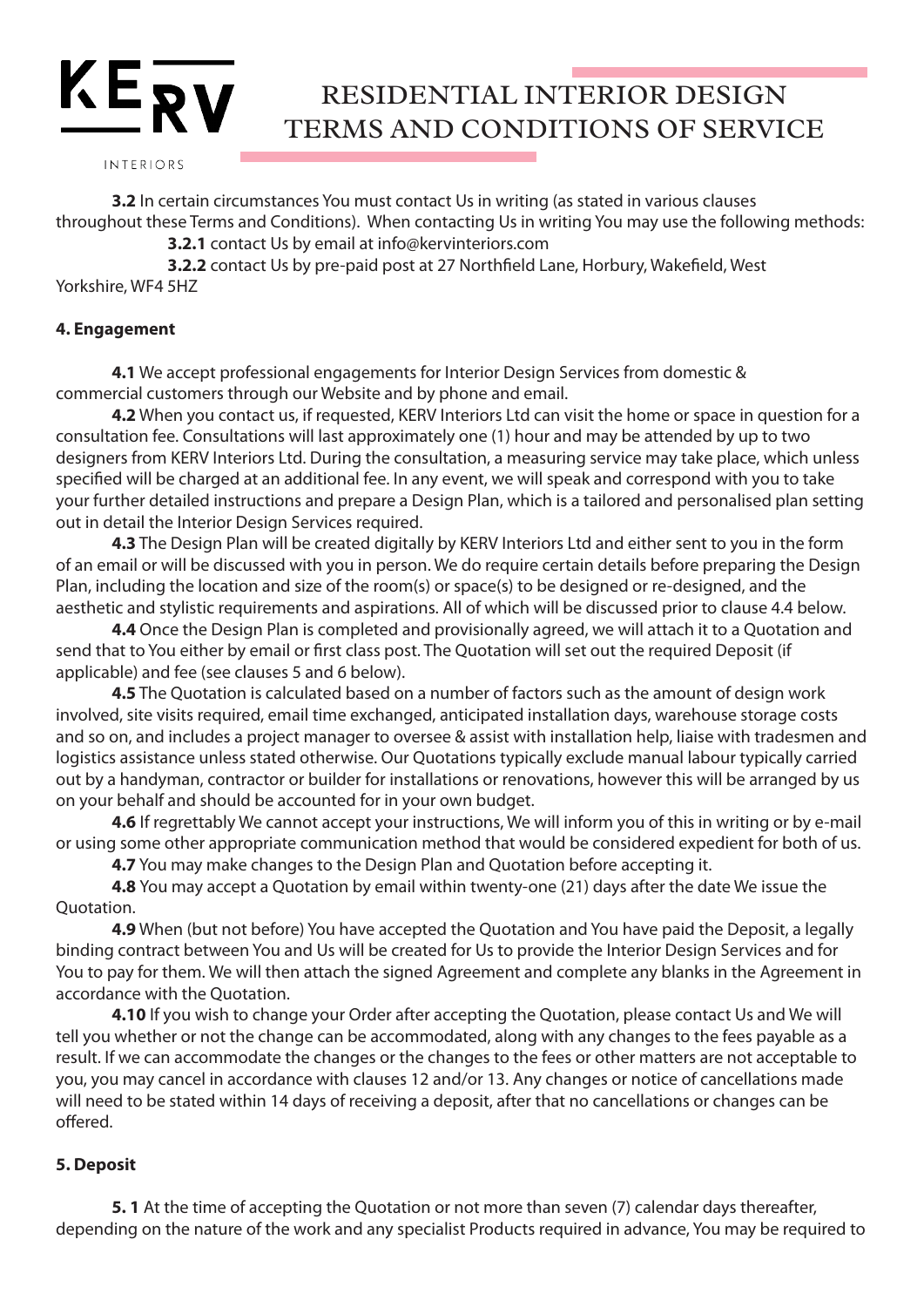**3.2** In certain circumstances You must contact Us in writing (as stated in various clauses throughout these Terms and Conditions). When contacting Us in writing You may use the following methods:

**3.2.1** contact Us by email at info@kervinteriors.com

**3.2.2** contact Us by pre-paid post at 27 Northfield Lane, Horbury, Wakefield, West Yorkshire, WF4 5HZ

**4. Engagement**

**4.1** We accept professional engagements for Interior Design Services from domestic & commercial customers through our Website and by phone and email.

**4.2** When you contact us, if requested, KERV Interiors Ltd can visit the home or space in question for a consultation fee. Consultations will last approximately one (1) hour and may be attended by up to two designers from KERV Interiors Ltd. During the consultation, a measuring service may take place, which unless specified will be charged at an additional fee. In any event, we will speak and correspond with you to take your further detailed instructions and prepare a Design Plan, which is a tailored and personalised plan setting out in detail the Interior Design Services required.

**4.3** The Design Plan will be created digitally by KERV Interiors Ltd and either sent to you in the form of an email or will be discussed with you in person. We do require certain details before preparing the Design Plan, including the location and size of the room(s) or space(s) to be designed or re-designed, and the aesthetic and stylistic requirements and aspirations. All of which will be discussed prior to clause 4.4 below.

**4.4** Once the Design Plan is completed and provisionally agreed, we will attach it to a Quotation and send that to You either by email or first class post. The Quotation will set out the required Deposit (if applicable) and fee (see clauses 5 and 6 below).

**4.5** The Quotation is calculated based on a number of factors such as the amount of design work involved, site visits required, email time exchanged, anticipated installation days, warehouse storage costs and so on, and includes a project manager to oversee & assist with installation help, liaise with tradesmen and logistics assistance unless stated otherwise. Our Quotations typically exclude manual labour typically carried out by a handyman, contractor or builder for installations or renovations, however this will be arranged by us on your behalf and should be accounted for in your own budget.

**4.6** If regrettably We cannot accept your instructions, We will inform you of this in writing or by e-mail or using some other appropriate communication method that would be considered expedient for both of us.

**4.7** You may make changes to the Design Plan and Quotation before accepting it.

**4.8** You may accept a Quotation by email within twenty-one (21) days after the date We issue the Quotation.

**4.9** When (but not before) You have accepted the Quotation and You have paid the Deposit, a legally binding contract between You and Us will be created for Us to provide the Interior Design Services and for You to pay for them. We will then attach the signed Agreement and complete any blanks in the Agreement in accordance with the Quotation.

**4.10** If you wish to change your Order after accepting the Quotation, please contact Us and We will tell you whether or not the change can be accommodated, along with any changes to the fees payable as a result. If we can accommodate the changes or the changes to the fees or other matters are not acceptable to you, you may cancel in accordance with clauses 12 and/or 13. Any changes or notice of cancellations made will need to be stated within 14 days of receiving a deposit, after that no cancellations or changes can be offered.

**5. Deposit**

**5. 1** At the time of accepting the Quotation or not more than seven (7) calendar days thereafter, depending on the nature of the work and any specialist Products required in advance, You may be required to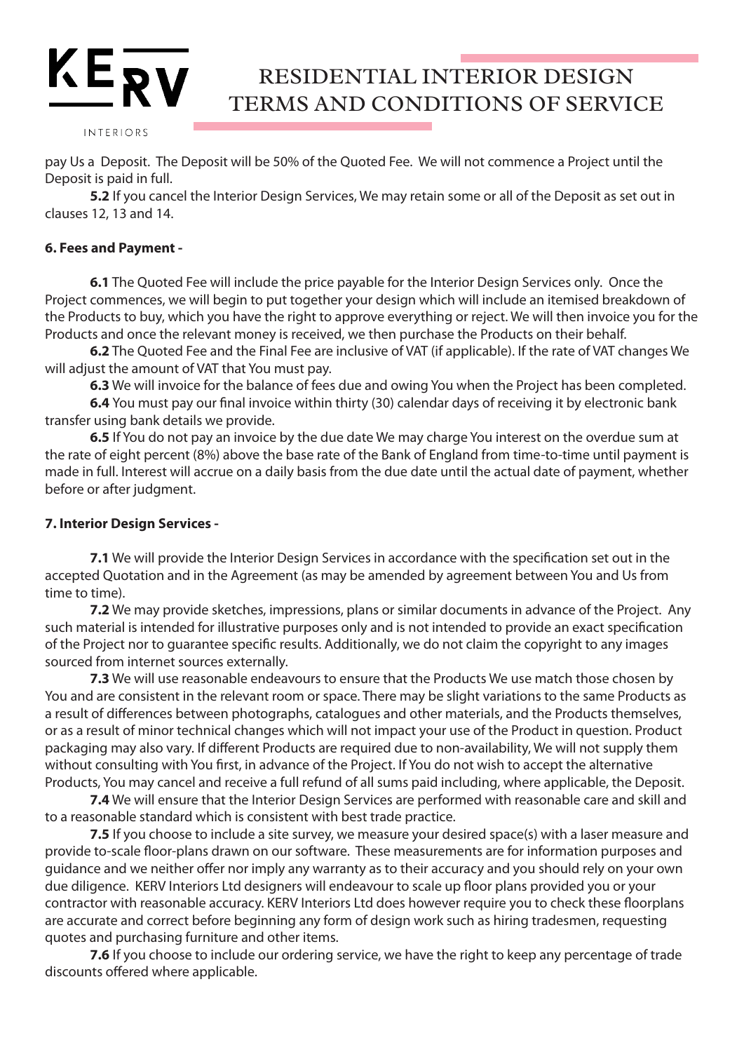pay Us a Deposit. The Deposit will be 50% of the Quoted Fee. We will not commence a Project until the Deposit is paid in full.

**5.2** If you cancel the Interior Design Services, We may retain some or all of the Deposit as set out in clauses 12, 13 and 14.

**6. Fees and Payment -**

**6.1** The Quoted Fee will include the price payable for the Interior Design Services only. Once the Project commences, we will begin to put together your design which will include an itemised breakdown of the Products to buy, which you have the right to approve everything or reject. We will then invoice you for the Products and once the relevant money is received, we then purchase the Products on their behalf.

**6.2** The Quoted Fee and the Final Fee are inclusive of VAT (if applicable). If the rate of VAT changes We will adjust the amount of VAT that You must pay.

**6.3** We will invoice for the balance of fees due and owing You when the Project has been completed.

**6.4** You must pay our final invoice within thirty (30) calendar days of receiving it by electronic bank transfer using bank details we provide.

**6.5** If You do not pay an invoice by the due date We may charge You interest on the overdue sum at the rate of eight percent (8%) above the base rate of the Bank of England from time-to-time until payment is made in full. Interest will accrue on a daily basis from the due date until the actual date of payment, whether before or after judgment.

**7. Interior Design Services -**

**7.1** We will provide the Interior Design Services in accordance with the specification set out in the accepted Quotation and in the Agreement (as may be amended by agreement between You and Us from time to time).

**7.2** We may provide sketches, impressions, plans or similar documents in advance of the Project. Any such material is intended for illustrative purposes only and is not intended to provide an exact specification of the Project nor to guarantee specific results. Additionally, we do not claim the copyright to any images sourced from internet sources externally.

**7.3** We will use reasonable endeavours to ensure that the Products We use match those chosen by You and are consistent in the relevant room or space. There may be slight variations to the same Products as a result of differences between photographs, catalogues and other materials, and the Products themselves, or as a result of minor technical changes which will not impact your use of the Product in question. Product packaging may also vary. If different Products are required due to non-availability, We will not supply them without consulting with You first, in advance of the Project. If You do not wish to accept the alternative Products, You may cancel and receive a full refund of all sums paid including, where applicable, the Deposit.

**7.4** We will ensure that the Interior Design Services are performed with reasonable care and skill and to a reasonable standard which is consistent with best trade practice.

**7.5** If you choose to include a site survey, we measure your desired space(s) with a laser measure and provide to-scale floor-plans drawn on our software. These measurements are for information purposes and guidance and we neither offer nor imply any warranty as to their accuracy and you should rely on your own due diligence. KERV Interiors Ltd designers will endeavour to scale up floor plans provided you or your contractor with reasonable accuracy. KERV Interiors Ltd does however require you to check these floorplans are accurate and correct before beginning any form of design work such as hiring tradesmen, requesting quotes and purchasing furniture and other items.

**7.6** If you choose to include our ordering service, we have the right to keep any percentage of trade discounts offered where applicable.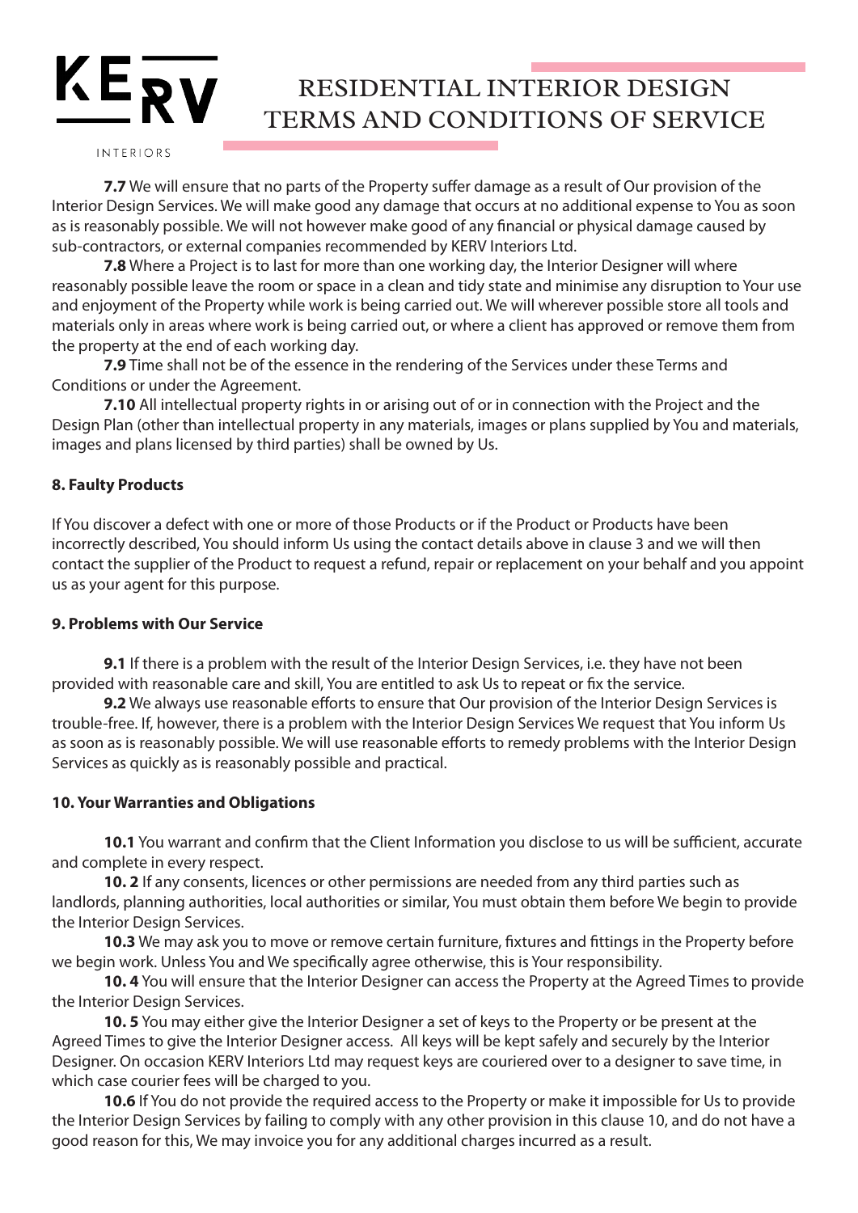**7.7** We will ensure that no parts of the Property suffer damage as a result of Our provision of the Interior Design Services. We will make good any damage that occurs at no additional expense to You as soon as is reasonably possible. We will not however make good of any financial or physical damage caused by sub-contractors, or external companies recommended by KERV Interiors Ltd.

**7.8** Where a Project is to last for more than one working day, the Interior Designer will where reasonably possible leave the room or space in a clean and tidy state and minimise any disruption to Your use and enjoyment of the Property while work is being carried out. We will wherever possible store all tools and materials only in areas where work is being carried out, or where a client has approved or remove them from the property at the end of each working day.

**7.9** Time shall not be of the essence in the rendering of the Services under these Terms and Conditions or under the Agreement.

**7.10** All intellectual property rights in or arising out of or in connection with the Project and the Design Plan (other than intellectual property in any materials, images or plans supplied by You and materials, images and plans licensed by third parties) shall be owned by Us.

**8. Faulty Products**

If You discover a defect with one or more of those Products or if the Product or Products have been incorrectly described, You should inform Us using the contact details above in clause 3 and we will then contact the supplier of the Product to request a refund, repair or replacement on your behalf and you appoint us as your agent for this purpose.

**9. Problems with Our Service**

**9.1** If there is a problem with the result of the Interior Design Services, i.e. they have not been provided with reasonable care and skill, You are entitled to ask Us to repeat or fix the service.

**9.2** We always use reasonable efforts to ensure that Our provision of the Interior Design Services is trouble-free. If, however, there is a problem with the Interior Design Services We request that You inform Us as soon as is reasonably possible. We will use reasonable efforts to remedy problems with the Interior Design Services as quickly as is reasonably possible and practical.

**10. Your Warranties and Obligations**

**10.1** You warrant and confirm that the Client Information you disclose to us will be sufficient, accurate and complete in every respect.

**10. 2** If any consents, licences or other permissions are needed from any third parties such as landlords, planning authorities, local authorities or similar, You must obtain them before We begin to provide the Interior Design Services.

**10.3** We may ask you to move or remove certain furniture, fixtures and fittings in the Property before we begin work. Unless You and We specifically agree otherwise, this is Your responsibility.

**10. 4** You will ensure that the Interior Designer can access the Property at the Agreed Times to provide the Interior Design Services.

**10. 5** You may either give the Interior Designer a set of keys to the Property or be present at the Agreed Times to give the Interior Designer access. All keys will be kept safely and securely by the Interior Designer. On occasion KERV Interiors Ltd may request keys are couriered over to a designer to save time, in which case courier fees will be charged to you.

**10.6** If You do not provide the required access to the Property or make it impossible for Us to provide the Interior Design Services by failing to comply with any other provision in this clause 10, and do not have a good reason for this, We may invoice you for any additional charges incurred as a result.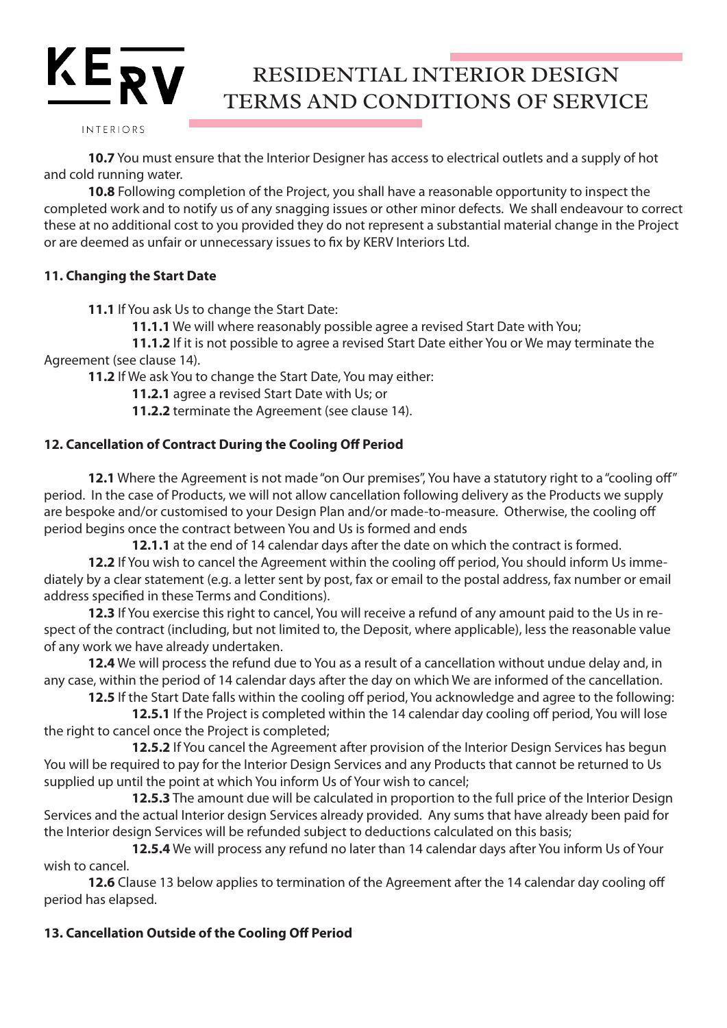**10.7** You must ensure that the Interior Designer has access to electrical outlets and a supply of hot and cold running water.

**10.8** Following completion of the Project, you shall have a reasonable opportunity to inspect the completed work and to notify us of any snagging issues or other minor defects. We shall endeavour to correct these at no additional cost to you provided they do not represent a substantial material change in the Project or are deemed as unfair or unnecessary issues to fix by KERV Interiors Ltd.

**11. Changing the Start Date**

**11.1** If You ask Us to change the Start Date:

**11.1.1** We will where reasonably possible agree a revised Start Date with You;

**11.1.2** If it is not possible to agree a revised Start Date either You or We may terminate the Agreement (see clause 14).

**11.2** If We ask You to change the Start Date, You may either:

**11.2.1** agree a revised Start Date with Us; or

**11.2.2** terminate the Agreement (see clause 14).

**12. Cancellation of Contract During the Cooling Off Period**

**12.1** Where the Agreement is not made "on Our premises", You have a statutory right to a "cooling off" period. In the case of Products, we will not allow cancellation following delivery as the Products we supply are bespoke and/or customised to your Design Plan and/or made-to-measure. Otherwise, the cooling off period begins once the contract between You and Us is formed and ends

**12.1.1** at the end of 14 calendar days after the date on which the contract is formed.

**12.2** If You wish to cancel the Agreement within the cooling off period, You should inform Us immediately by a clear statement (e.g. a letter sent by post, fax or email to the postal address, fax number or email address specified in these Terms and Conditions).

**12.3** If You exercise this right to cancel, You will receive a refund of any amount paid to the Us in respect of the contract (including, but not limited to, the Deposit, where applicable), less the reasonable value of any work we have already undertaken.

**12.4** We will process the refund due to You as a result of a cancellation without undue delay and, in any case, within the period of 14 calendar days after the day on which We are informed of the cancellation.

**12.5** If the Start Date falls within the cooling off period, You acknowledge and agree to the following:

**12.5.1** If the Project is completed within the 14 calendar day cooling off period, You will lose the right to cancel once the Project is completed;

**12.5.2** If You cancel the Agreement after provision of the Interior Design Services has begun You will be required to pay for the Interior Design Services and any Products that cannot be returned to Us supplied up until the point at which You inform Us of Your wish to cancel;

**12.5.3** The amount due will be calculated in proportion to the full price of the Interior Design Services and the actual Interior design Services already provided. Any sums that have already been paid for the Interior design Services will be refunded subject to deductions calculated on this basis;

**12.5.4** We will process any refund no later than 14 calendar days after You inform Us of Your wish to cancel.

**12.6** Clause 13 below applies to termination of the Agreement after the 14 calendar day cooling off period has elapsed.

**13. Cancellation Outside of the Cooling Off Period**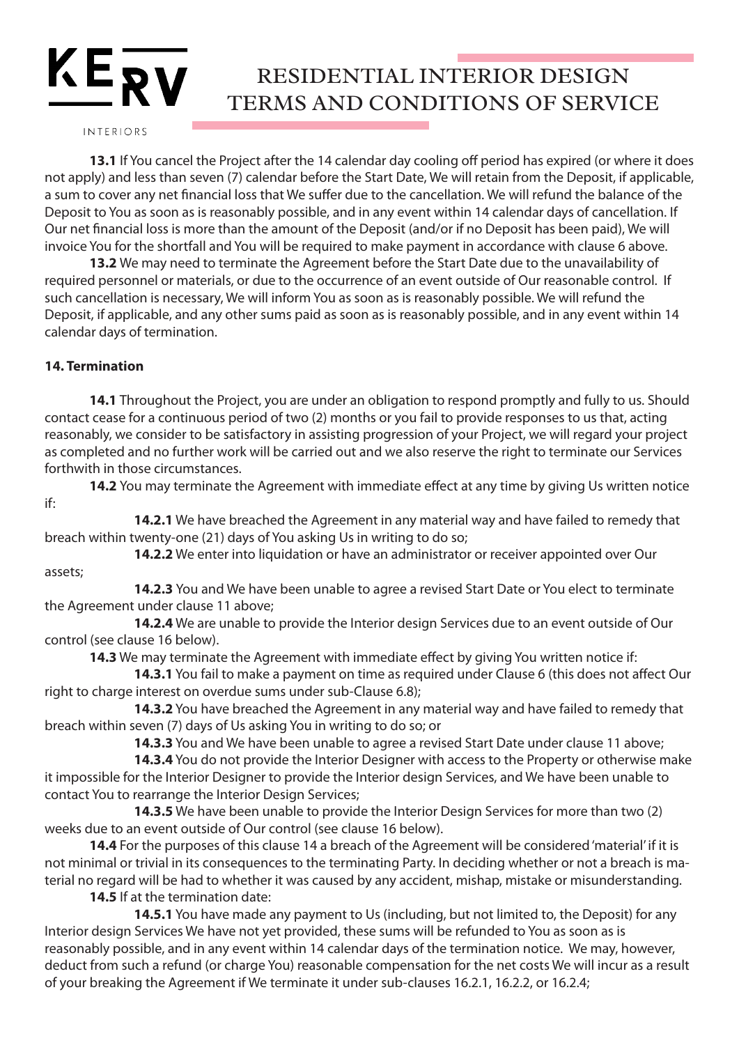**13.1** If You cancel the Project after the 14 calendar day cooling off period has expired (or where it does not apply) and less than seven (7) calendar before the Start Date, We will retain from the Deposit, if applicable, a sum to cover any net financial loss that We suffer due to the cancellation. We will refund the balance of the Deposit to You as soon as is reasonably possible, and in any event within 14 calendar days of cancellation. If Our net financial loss is more than the amount of the Deposit (and/or if no Deposit has been paid), We will invoice You for the shortfall and You will be required to make payment in accordance with clause 6 above.

**13.2** We may need to terminate the Agreement before the Start Date due to the unavailability of required personnel or materials, or due to the occurrence of an event outside of Our reasonable control. If such cancellation is necessary, We will inform You as soon as is reasonably possible. We will refund the Deposit, if applicable, and any other sums paid as soon as is reasonably possible, and in any event within 14 calendar days of termination.

**14. Termination**

**14.1** Throughout the Project, you are under an obligation to respond promptly and fully to us. Should contact cease for a continuous period of two (2) months or you fail to provide responses to us that, acting reasonably, we consider to be satisfactory in assisting progression of your Project, we will regard your project as completed and no further work will be carried out and we also reserve the right to terminate our Services forthwith in those circumstances.

**14.2** You may terminate the Agreement with immediate effect at any time by giving Us written notice if:

**14.2.1** We have breached the Agreement in any material way and have failed to remedy that breach within twenty-one (21) days of You asking Us in writing to do so;

**14.2.2** We enter into liquidation or have an administrator or receiver appointed over Our assets;

**14.2.3** You and We have been unable to agree a revised Start Date or You elect to terminate the Agreement under clause 11 above;

**14.2.4** We are unable to provide the Interior design Services due to an event outside of Our control (see clause 16 below).

**14.3** We may terminate the Agreement with immediate effect by giving You written notice if:

**14.3.1** You fail to make a payment on time as required under Clause 6 (this does not affect Our right to charge interest on overdue sums under sub-Clause 6.8);

**14.3.2** You have breached the Agreement in any material way and have failed to remedy that breach within seven (7) days of Us asking You in writing to do so; or

**14.3.3** You and We have been unable to agree a revised Start Date under clause 11 above;

**14.3.4** You do not provide the Interior Designer with access to the Property or otherwise make it impossible for the Interior Designer to provide the Interior design Services, and We have been unable to contact You to rearrange the Interior Design Services;

**14.3.5** We have been unable to provide the Interior Design Services for more than two (2) weeks due to an event outside of Our control (see clause 16 below).

**14.4** For the purposes of this clause 14 a breach of the Agreement will be considered 'material' if it is not minimal or trivial in its consequences to the terminating Party. In deciding whether or not a breach is material no regard will be had to whether it was caused by any accident, mishap, mistake or misunderstanding.

**14.5** If at the termination date:

**14.5.1** You have made any payment to Us (including, but not limited to, the Deposit) for any Interior design Services We have not yet provided, these sums will be refunded to You as soon as is reasonably possible, and in any event within 14 calendar days of the termination notice. We may, however, deduct from such a refund (or charge You) reasonable compensation for the net costs We will incur as a result of your breaking the Agreement if We terminate it under sub-clauses 16.2.1, 16.2.2, or 16.2.4;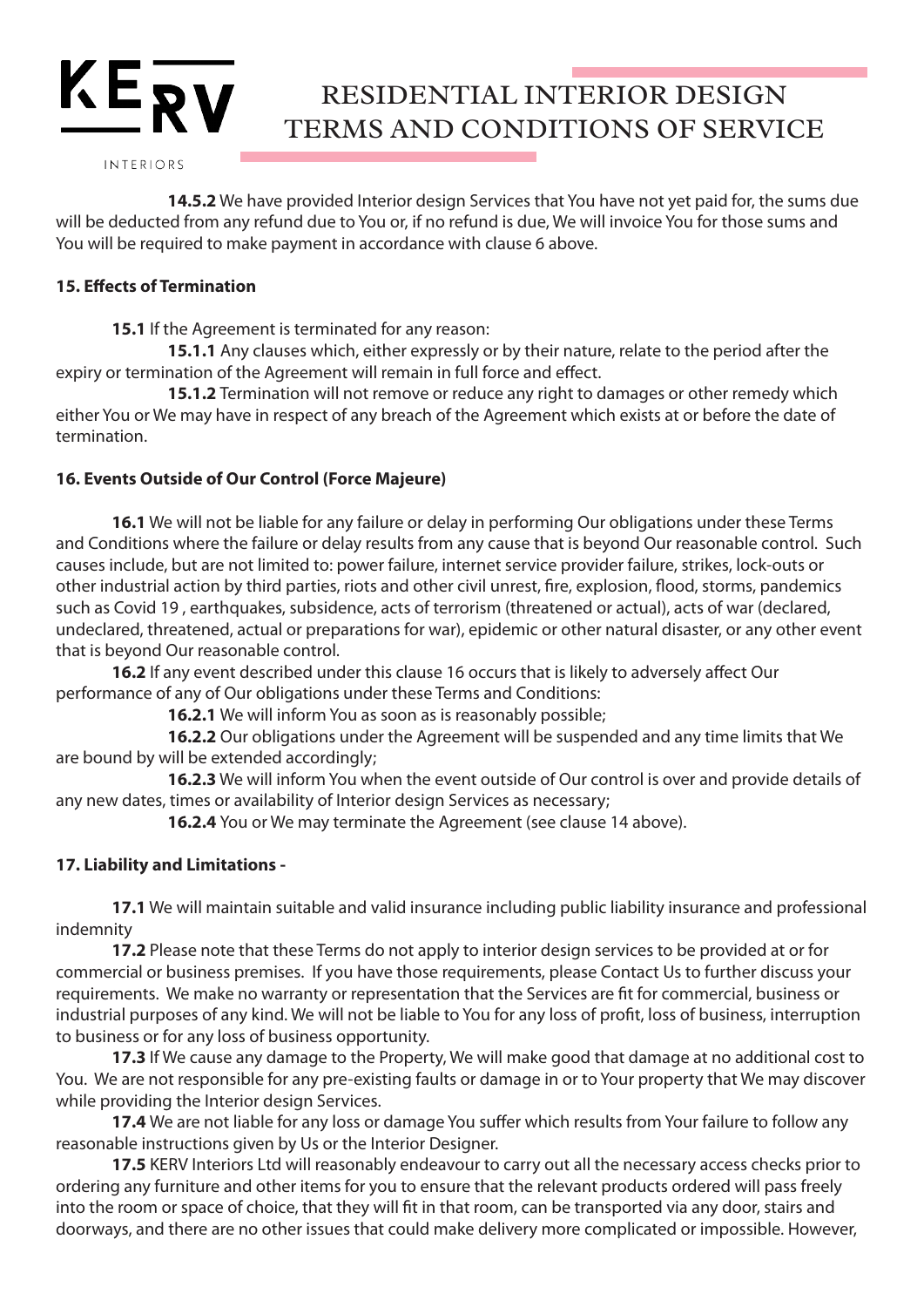**14.5.2** We have provided Interior design Services that You have not yet paid for, the sums due will be deducted from any refund due to You or, if no refund is due, We will invoice You for those sums and You will be required to make payment in accordance with clause 6 above.

### 15. Effects of Termination

**15.1** If the Agreement is terminated for any reason:

**15.1.1** Any clauses which, either expressly or by their nature, relate to the period after the expiry or termination of the Agreement will remain in full force and effect.

**15.1.2** Termination will not remove or reduce any right to damages or other remedy which either You or We may have in respect of any breach of the Agreement which exists at or before the date of termination.

### 16. Events Outside of Our Control (Force Majeure)

**16.1** We will not be liable for any failure or delay in performing Our obligations under these Terms and Conditions where the failure or delay results from any cause that is beyond Our reasonable control. Such causes include, but are not limited to: power failure, internet service provider failure, strikes, lock-outs or other industrial action by third parties, riots and other civil unrest, fire, explosion, flood, storms, pandemics such as Covid 19 , earthquakes, subsidence, acts of terrorism (threatened or actual), acts of war (declared, undeclared, threatened, actual or preparations for war), epidemic or other natural disaster, or any other event that is beyond Our reasonable control.

**16.2** If any event described under this clause 16 occurs that is likely to adversely affect Our performance of any of Our obligations under these Terms and Conditions:

**16.2.1** We will inform You as soon as is reasonably possible;

**16.2.2** Our obligations under the Agreement will be suspended and any time limits that We are bound by will be extended accordingly;

**16.2.3** We will inform You when the event outside of Our control is over and provide details of any new dates, times or availability of Interior design Services as necessary;

**16.2.4** You or We may terminate the Agreement (see clause 14 above).

### 17. Liability and Limitations -

**17.1** We will maintain suitable and valid insurance including public liability insurance and professional indemnity

**17.2** Please note that these Terms do not apply to interior design services to be provided at or for commercial or business premises. If you have those requirements, please Contact Us to further discuss your requirements. We make no warranty or representation that the Services are fit for commercial, business or industrial purposes of any kind. We will not be liable to You for any loss of profit, loss of business, interruption to business or for any loss of business opportunity.

**17.3** If We cause any damage to the Property, We will make good that damage at no additional cost to You. We are not responsible for any pre-existing faults or damage in or to Your property that We may discover while providing the Interior design Services.

**17.4** We are not liable for any loss or damage You suffer which results from Your failure to follow any reasonable instructions given by Us or the Interior Designer.

**17.5** KERV Interiors Ltd will reasonably endeavour to carry out all the necessary access checks prior to ordering any furniture and other items for you to ensure that the relevant products ordered will pass freely into the room or space of choice, that they will fit in that room, can be transported via any door, stairs and doorways, and there are no other issues that could make delivery more complicated or impossible. However,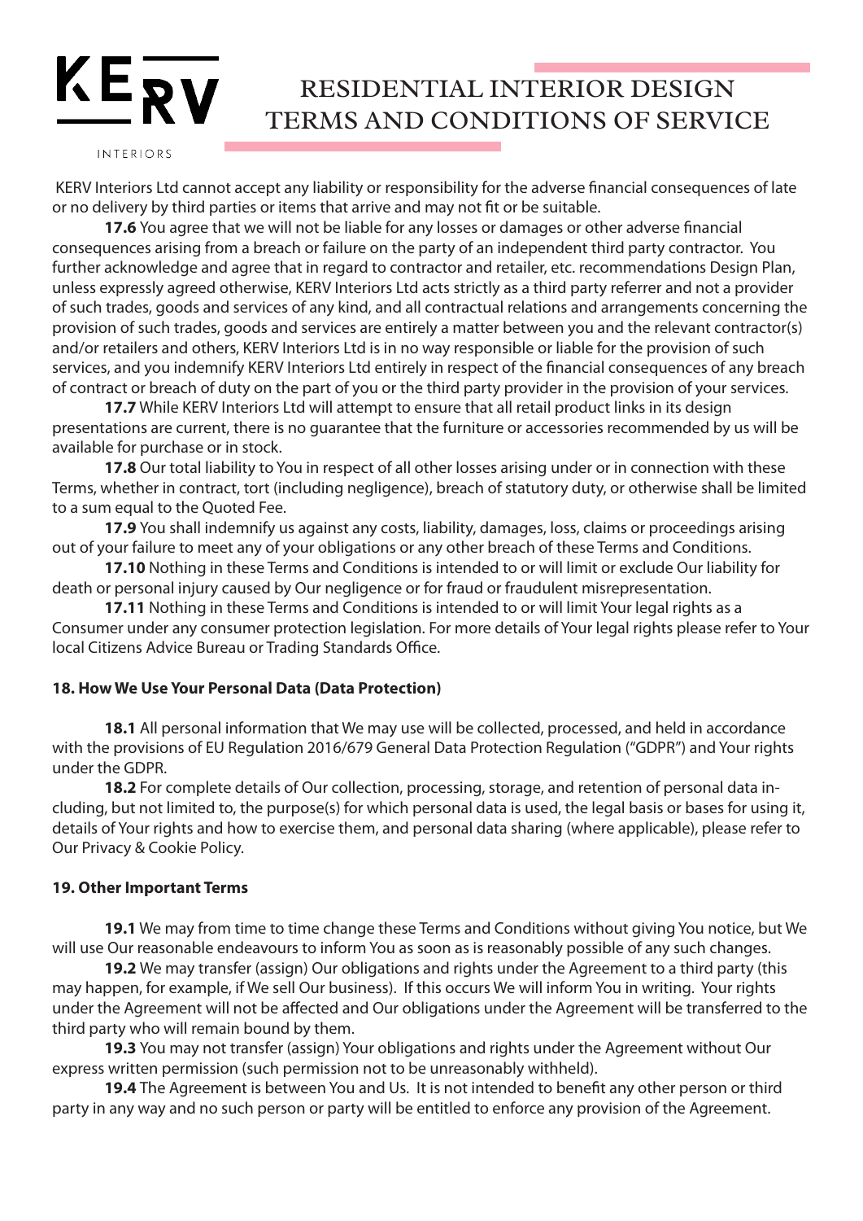KERV Interiors Ltd cannot accept any liability or responsibility for the adverse financial consequences of late or no delivery by third parties or items that arrive and may not fit or be suitable.

**17.6** You agree that we will not be liable for any losses or damages or other adverse financial consequences arising from a breach or failure on the party of an independent third party contractor. You further acknowledge and agree that in regard to contractor and retailer, etc. recommendations Design Plan, unless expressly agreed otherwise, KERV Interiors Ltd acts strictly as a third party referrer and not a provider of such trades, goods and services of any kind, and all contractual relations and arrangements concerning the provision of such trades, goods and services are entirely a matter between you and the relevant contractor(s) and/or retailers and others, KERV Interiors Ltd is in no way responsible or liable for the provision of such services, and you indemnify KERV Interiors Ltd entirely in respect of the financial consequences of any breach of contract or breach of duty on the part of you or the third party provider in the provision of your services.

**17.7** While KERV Interiors Ltd will attempt to ensure that all retail product links in its design presentations are current, there is no guarantee that the furniture or accessories recommended by us will be available for purchase or in stock.

**17.8** Our total liability to You in respect of all other losses arising under or in connection with these Terms, whether in contract, tort (including negligence), breach of statutory duty, or otherwise shall be limited to a sum equal to the Quoted Fee.

**17.9** You shall indemnify us against any costs, liability, damages, loss, claims or proceedings arising out of your failure to meet any of your obligations or any other breach of these Terms and Conditions.

**17.10** Nothing in these Terms and Conditions is intended to or will limit or exclude Our liability for death or personal injury caused by Our negligence or for fraud or fraudulent misrepresentation.

**17.11** Nothing in these Terms and Conditions is intended to or will limit Your legal rights as a Consumer under any consumer protection legislation. For more details of Your legal rights please refer to Your local Citizens Advice Bureau or Trading Standards Office.

**18. How We Use Your Personal Data (Data Protection)**

**18.1** All personal information that We may use will be collected, processed, and held in accordance with the provisions of EU Regulation 2016/679 General Data Protection Regulation ("GDPR") and Your rights under the GDPR.

**18.2** For complete details of Our collection, processing, storage, and retention of personal data including, but not limited to, the purpose(s) for which personal data is used, the legal basis or bases for using it, details of Your rights and how to exercise them, and personal data sharing (where applicable), please refer to Our Privacy & Cookie Policy.

**19. Other Important Terms**

**19.1** We may from time to time change these Terms and Conditions without giving You notice, but We will use Our reasonable endeavours to inform You as soon as is reasonably possible of any such changes.

**19.2** We may transfer (assign) Our obligations and rights under the Agreement to a third party (this may happen, for example, if We sell Our business). If this occurs We will inform You in writing. Your rights under the Agreement will not be affected and Our obligations under the Agreement will be transferred to the third party who will remain bound by them.

**19.3** You may not transfer (assign) Your obligations and rights under the Agreement without Our express written permission (such permission not to be unreasonably withheld).

**19.4** The Agreement is between You and Us. It is not intended to benefit any other person or third party in any way and no such person or party will be entitled to enforce any provision of the Agreement.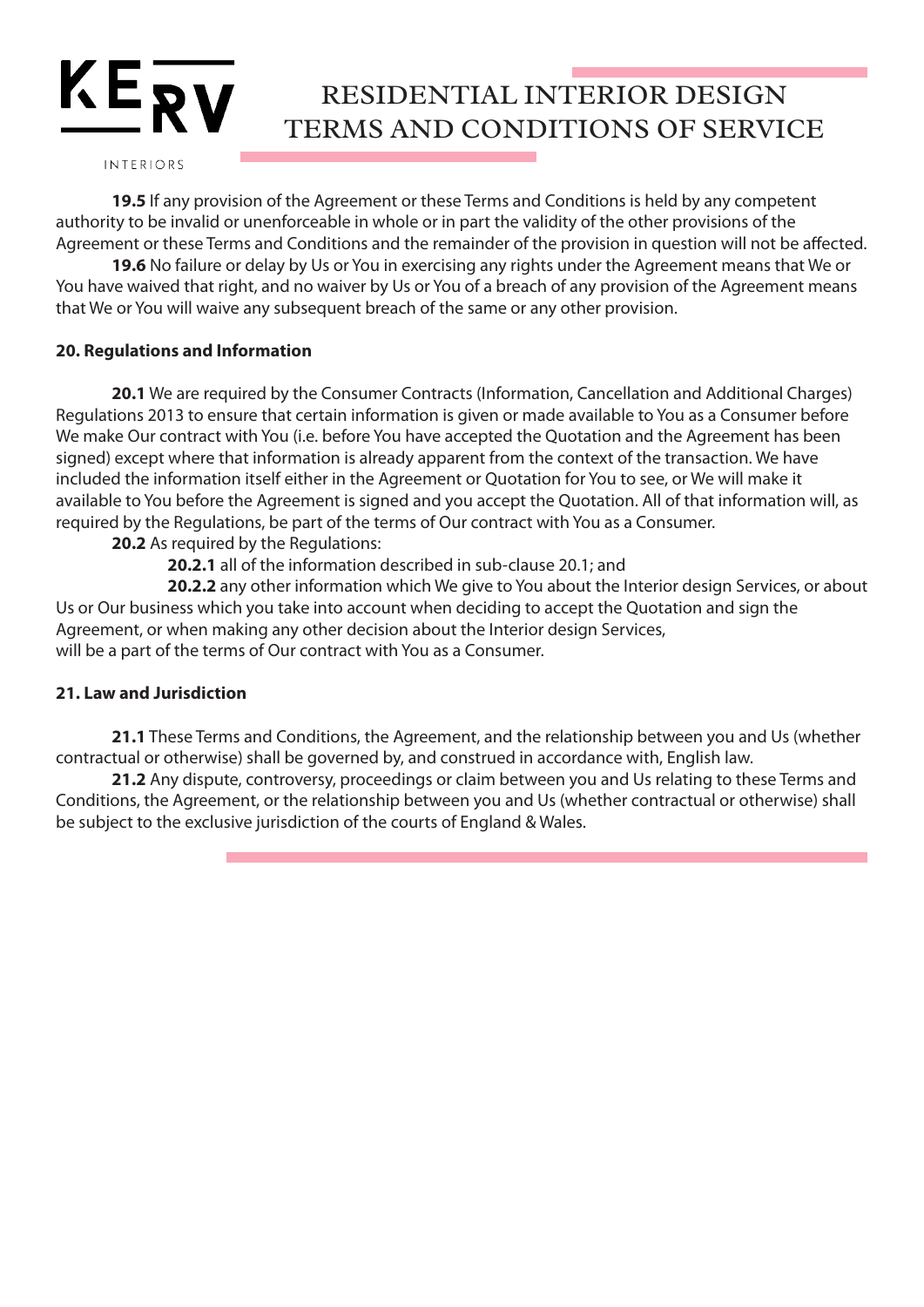**19.5** If any provision of the Agreement or these Terms and Conditions is held by any competent authority to be invalid or unenforceable in whole or in part the validity of the other provisions of the Agreement or these Terms and Conditions and the remainder of the provision in question will not be affected.

**19.6** No failure or delay by Us or You in exercising any rights under the Agreement means that We or You have waived that right, and no waiver by Us or You of a breach of any provision of the Agreement means that We or You will waive any subsequent breach of the same or any other provision.

**20. Regulations and Information**

**20.1** We are required by the Consumer Contracts (Information, Cancellation and Additional Charges) Regulations 2013 to ensure that certain information is given or made available to You as a Consumer before We make Our contract with You (i.e. before You have accepted the Quotation and the Agreement has been signed) except where that information is already apparent from the context of the transaction. We have included the information itself either in the Agreement or Quotation for You to see, or We will make it available to You before the Agreement is signed and you accept the Quotation. All of that information will, as required by the Regulations, be part of the terms of Our contract with You as a Consumer.

**20.2** As required by the Regulations:

**20.2.1** all of the information described in sub-clause 20.1; and

**20.2.2** any other information which We give to You about the Interior design Services, or about Us or Our business which you take into account when deciding to accept the Quotation and sign the Agreement, or when making any other decision about the Interior design Services,
will be a part of the terms of Our contract with You as a Consumer.

**21. Law and Jurisdiction**

**21.1** These Terms and Conditions, the Agreement, and the relationship between you and Us (whether contractual or otherwise) shall be governed by, and construed in accordance with, English law.

**21.2** Any dispute, controversy, proceedings or claim between you and Us relating to these Terms and Conditions, the Agreement, or the relationship between you and Us (whether contractual or otherwise) shall be subject to the exclusive jurisdiction of the courts of England & Wales.